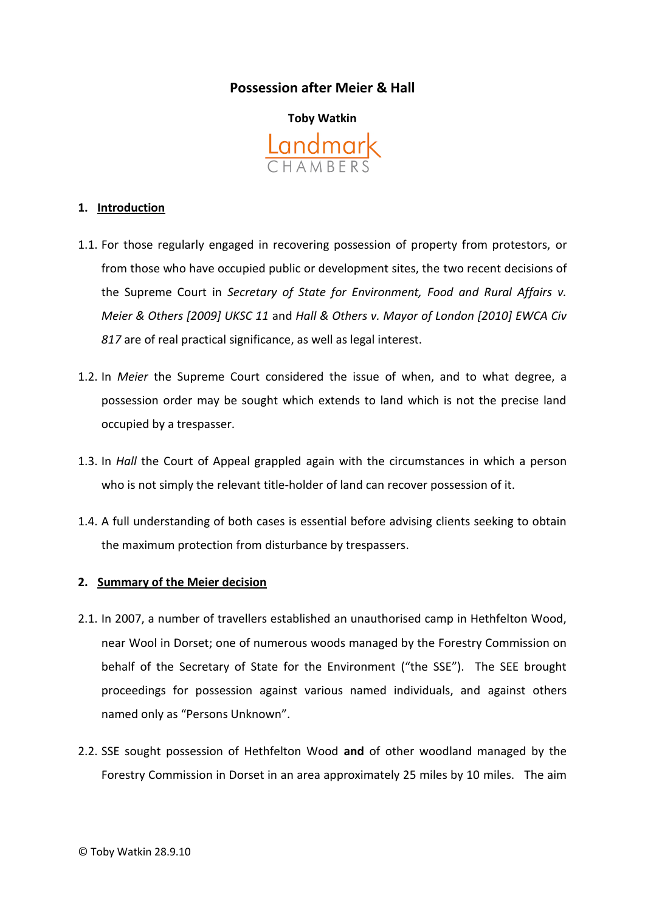# Possession after Meier & Hall

**Toby Watkin**

Landmark
CHAMBERS

## 1. Introduction

1.1. For those regularly engaged in recovering possession of property from protestors, or from those who have occupied public or development sites, the two recent decisions of the Supreme Court in *Secretary of State for Environment, Food and Rural Affairs v. Meier & Others [2009] UKSC 11* and *Hall & Others v. Mayor of London [2010] EWCA Civ 817* are of real practical significance, as well as legal interest.

1.2. In *Meier* the Supreme Court considered the issue of when, and to what degree, a possession order may be sought which extends to land which is not the precise land occupied by a trespasser.

1.3. In *Hall* the Court of Appeal grappled again with the circumstances in which a person who is not simply the relevant title-holder of land can recover possession of it.

1.4. A full understanding of both cases is essential before advising clients seeking to obtain the maximum protection from disturbance by trespassers.

## 2. Summary of the Meier decision

2.1. In 2007, a number of travellers established an unauthorised camp in Hethfelton Wood, near Wool in Dorset; one of numerous woods managed by the Forestry Commission on behalf of the Secretary of State for the Environment ("the SSE"). The SEE brought proceedings for possession against various named individuals, and against others named only as "Persons Unknown".

2.2. SSE sought possession of Hethfelton Wood **and** of other woodland managed by the Forestry Commission in Dorset in an area approximately 25 miles by 10 miles. The aim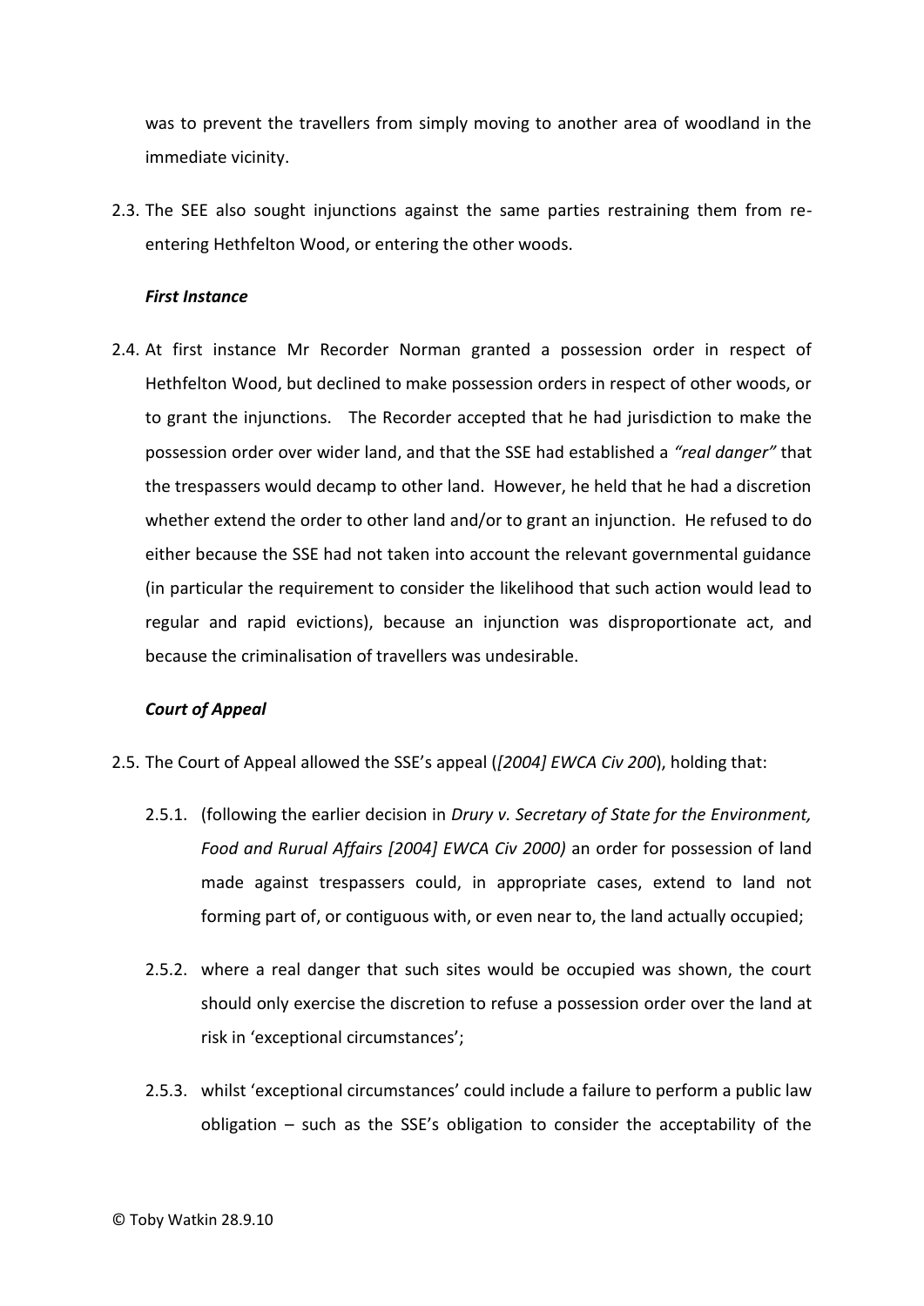was to prevent the travellers from simply moving to another area of woodland in the immediate vicinity.

2.3. The SEE also sought injunctions against the same parties restraining them from re-entering Hethfelton Wood, or entering the other woods.

### *First Instance*

2.4. At first instance Mr Recorder Norman granted a possession order in respect of Hethfelton Wood, but declined to make possession orders in respect of other woods, or to grant the injunctions. The Recorder accepted that he had jurisdiction to make the possession order over wider land, and that the SSE had established a *"real danger"* that the trespassers would decamp to other land. However, he held that he had a discretion whether extend the order to other land and/or to grant an injunction. He refused to do either because the SSE had not taken into account the relevant governmental guidance (in particular the requirement to consider the likelihood that such action would lead to regular and rapid evictions), because an injunction was disproportionate act, and because the criminalisation of travellers was undesirable.

### *Court of Appeal*

2.5. The Court of Appeal allowed the SSE's appeal (*[2004] EWCA Civ 200*), holding that:

2.5.1. (following the earlier decision in *Drury v. Secretary of State for the Environment, Food and Rurual Affairs [2004] EWCA Civ 2000)* an order for possession of land made against trespassers could, in appropriate cases, extend to land not forming part of, or contiguous with, or even near to, the land actually occupied;

2.5.2. where a real danger that such sites would be occupied was shown, the court should only exercise the discretion to refuse a possession order over the land at risk in 'exceptional circumstances';

2.5.3. whilst 'exceptional circumstances' could include a failure to perform a public law obligation – such as the SSE's obligation to consider the acceptability of the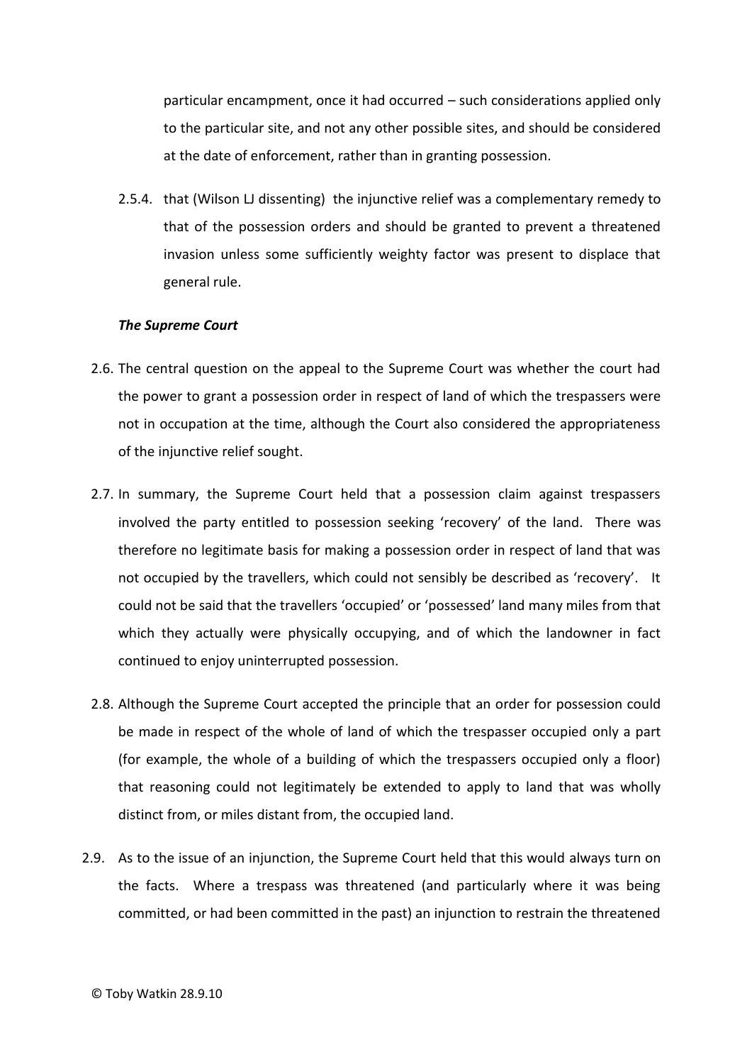particular encampment, once it had occurred – such considerations applied only to the particular site, and not any other possible sites, and should be considered at the date of enforcement, rather than in granting possession.

2.5.4. that (Wilson LJ dissenting) the injunctive relief was a complementary remedy to that of the possession orders and should be granted to prevent a threatened invasion unless some sufficiently weighty factor was present to displace that general rule.

***The Supreme Court***

2.6. The central question on the appeal to the Supreme Court was whether the court had the power to grant a possession order in respect of land of which the trespassers were not in occupation at the time, although the Court also considered the appropriateness of the injunctive relief sought.

2.7. In summary, the Supreme Court held that a possession claim against trespassers involved the party entitled to possession seeking 'recovery' of the land. There was therefore no legitimate basis for making a possession order in respect of land that was not occupied by the travellers, which could not sensibly be described as 'recovery'. It could not be said that the travellers 'occupied' or 'possessed' land many miles from that which they actually were physically occupying, and of which the landowner in fact continued to enjoy uninterrupted possession.

2.8. Although the Supreme Court accepted the principle that an order for possession could be made in respect of the whole of land of which the trespasser occupied only a part (for example, the whole of a building of which the trespassers occupied only a floor) that reasoning could not legitimately be extended to apply to land that was wholly distinct from, or miles distant from, the occupied land.

2.9. As to the issue of an injunction, the Supreme Court held that this would always turn on the facts. Where a trespass was threatened (and particularly where it was being committed, or had been committed in the past) an injunction to restrain the threatened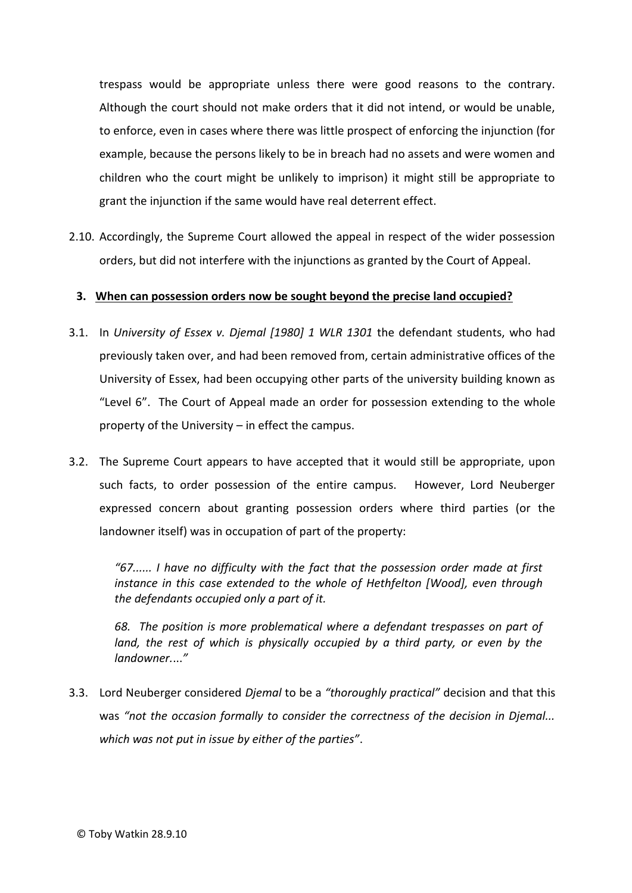trespass would be appropriate unless there were good reasons to the contrary. Although the court should not make orders that it did not intend, or would be unable, to enforce, even in cases where there was little prospect of enforcing the injunction (for example, because the persons likely to be in breach had no assets and were women and children who the court might be unlikely to imprison) it might still be appropriate to grant the injunction if the same would have real deterrent effect.

2.10. Accordingly, the Supreme Court allowed the appeal in respect of the wider possession orders, but did not interfere with the injunctions as granted by the Court of Appeal.

## 3. When can possession orders now be sought beyond the precise land occupied?

3.1. In *University of Essex v. Djemal [1980] 1 WLR 1301* the defendant students, who had previously taken over, and had been removed from, certain administrative offices of the University of Essex, had been occupying other parts of the university building known as "Level 6". The Court of Appeal made an order for possession extending to the whole property of the University – in effect the campus.

3.2. The Supreme Court appears to have accepted that it would still be appropriate, upon such facts, to order possession of the entire campus. However, Lord Neuberger expressed concern about granting possession orders where third parties (or the landowner itself) was in occupation of part of the property:

> *"67...... I have no difficulty with the fact that the possession order made at first instance in this case extended to the whole of Hethfelton [Wood], even through the defendants occupied only a part of it.*
>
> *68. The position is more problematical where a defendant trespasses on part of land, the rest of which is physically occupied by a third party, or even by the landowner...."*

3.3. Lord Neuberger considered *Djemal* to be a *"thoroughly practical"* decision and that this was *"not the occasion formally to consider the correctness of the decision in Djemal... which was not put in issue by either of the parties"*.

© Toby Watkin 28.9.10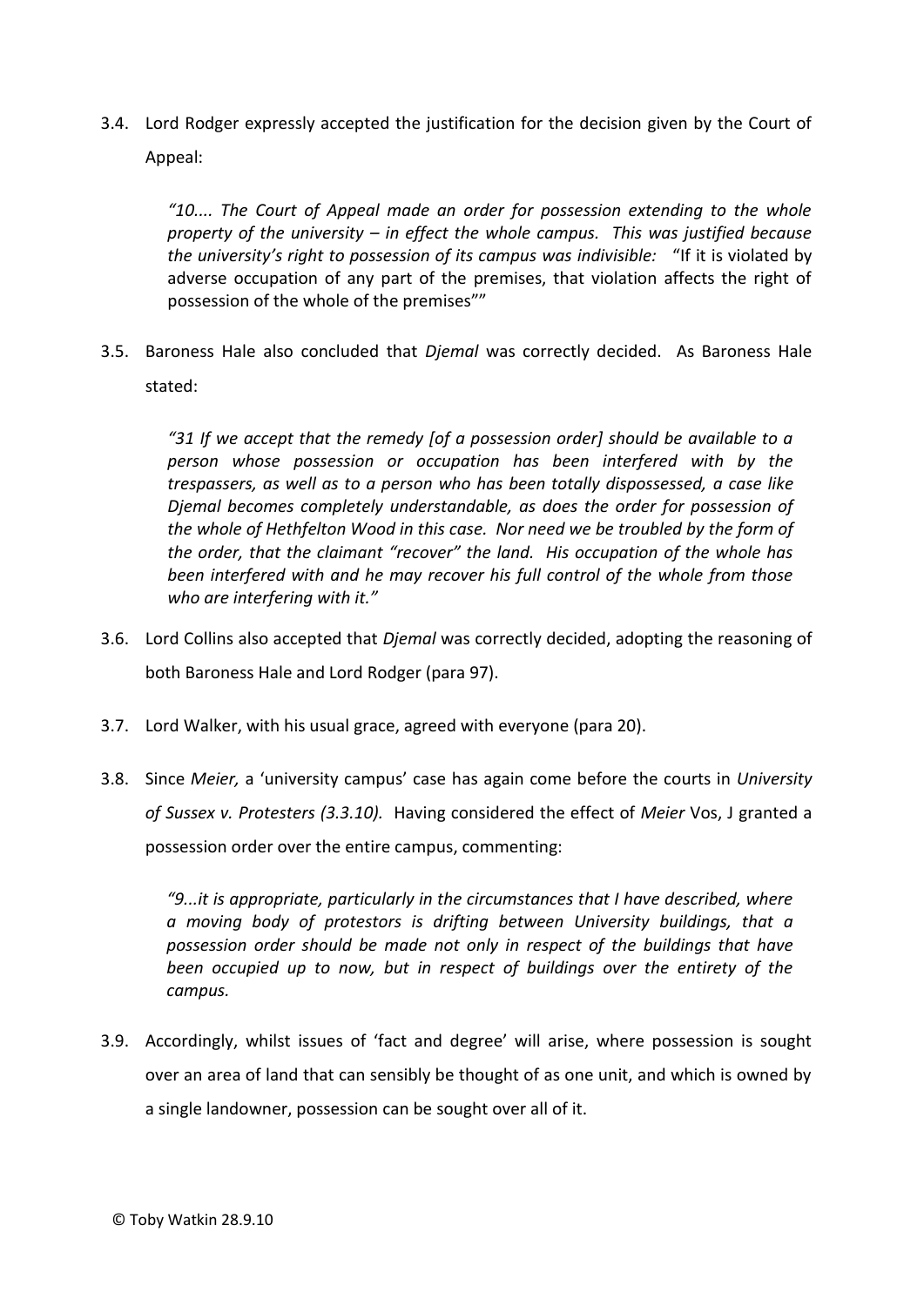3.4. Lord Rodger expressly accepted the justification for the decision given by the Court of Appeal:

> *"10.... The Court of Appeal made an order for possession extending to the whole property of the university – in effect the whole campus. This was justified because the university's right to possession of its campus was indivisible:* "If it is violated by adverse occupation of any part of the premises, that violation affects the right of possession of the whole of the premises""

3.5. Baroness Hale also concluded that *Djemal* was correctly decided. As Baroness Hale stated:

> *"31 If we accept that the remedy [of a possession order] should be available to a person whose possession or occupation has been interfered with by the trespassers, as well as to a person who has been totally dispossessed, a case like Djemal becomes completely understandable, as does the order for possession of the whole of Hethfelton Wood in this case. Nor need we be troubled by the form of the order, that the claimant "recover" the land. His occupation of the whole has been interfered with and he may recover his full control of the whole from those who are interfering with it."*

3.6. Lord Collins also accepted that *Djemal* was correctly decided, adopting the reasoning of both Baroness Hale and Lord Rodger (para 97).

3.7. Lord Walker, with his usual grace, agreed with everyone (para 20).

3.8. Since *Meier,* a 'university campus' case has again come before the courts in *University of Sussex v. Protesters (3.3.10).* Having considered the effect of *Meier* Vos, J granted a possession order over the entire campus, commenting:

> *"9...it is appropriate, particularly in the circumstances that I have described, where a moving body of protestors is drifting between University buildings, that a possession order should be made not only in respect of the buildings that have been occupied up to now, but in respect of buildings over the entirety of the campus.*

3.9. Accordingly, whilst issues of 'fact and degree' will arise, where possession is sought over an area of land that can sensibly be thought of as one unit, and which is owned by a single landowner, possession can be sought over all of it.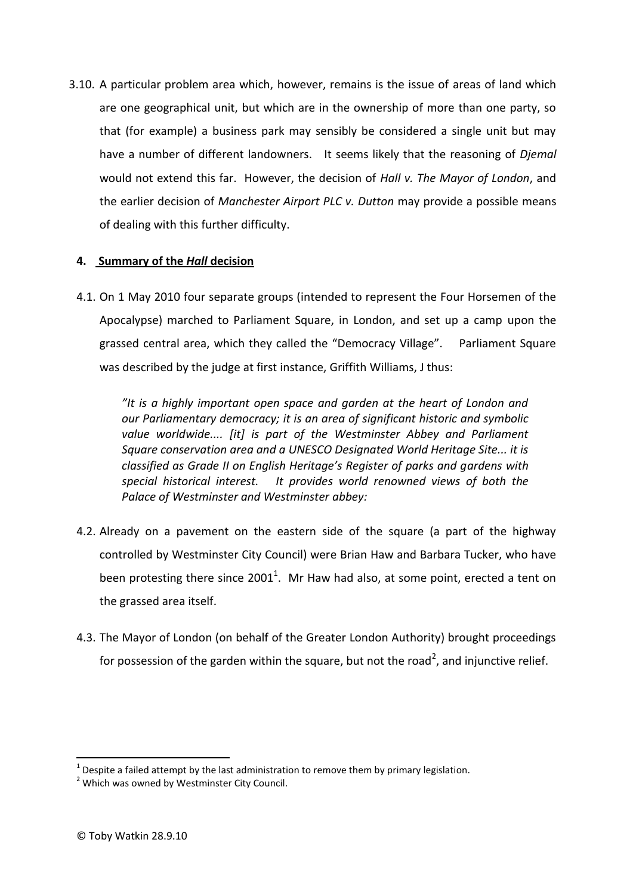3.10. A particular problem area which, however, remains is the issue of areas of land which are one geographical unit, but which are in the ownership of more than one party, so that (for example) a business park may sensibly be considered a single unit but may have a number of different landowners. It seems likely that the reasoning of *Djemal* would not extend this far. However, the decision of *Hall v. The Mayor of London*, and the earlier decision of *Manchester Airport PLC v. Dutton* may provide a possible means of dealing with this further difficulty.

## 4. Summary of the *Hall* decision

4.1. On 1 May 2010 four separate groups (intended to represent the Four Horsemen of the Apocalypse) marched to Parliament Square, in London, and set up a camp upon the grassed central area, which they called the "Democracy Village". Parliament Square was described by the judge at first instance, Griffith Williams, J thus:

> *"It is a highly important open space and garden at the heart of London and our Parliamentary democracy; it is an area of significant historic and symbolic value worldwide.... [it] is part of the Westminster Abbey and Parliament Square conservation area and a UNESCO Designated World Heritage Site... it is classified as Grade II on English Heritage's Register of parks and gardens with special historical interest. It provides world renowned views of both the Palace of Westminster and Westminster abbey:*

4.2. Already on a pavement on the eastern side of the square (a part of the highway controlled by Westminster City Council) were Brian Haw and Barbara Tucker, who have been protesting there since 2001[1]. Mr Haw had also, at some point, erected a tent on the grassed area itself.

4.3. The Mayor of London (on behalf of the Greater London Authority) brought proceedings for possession of the garden within the square, but not the road[2], and injunctive relief.

---

[1] Despite a failed attempt by the last administration to remove them by primary legislation.

[2] Which was owned by Westminster City Council.

© Toby Watkin 28.9.10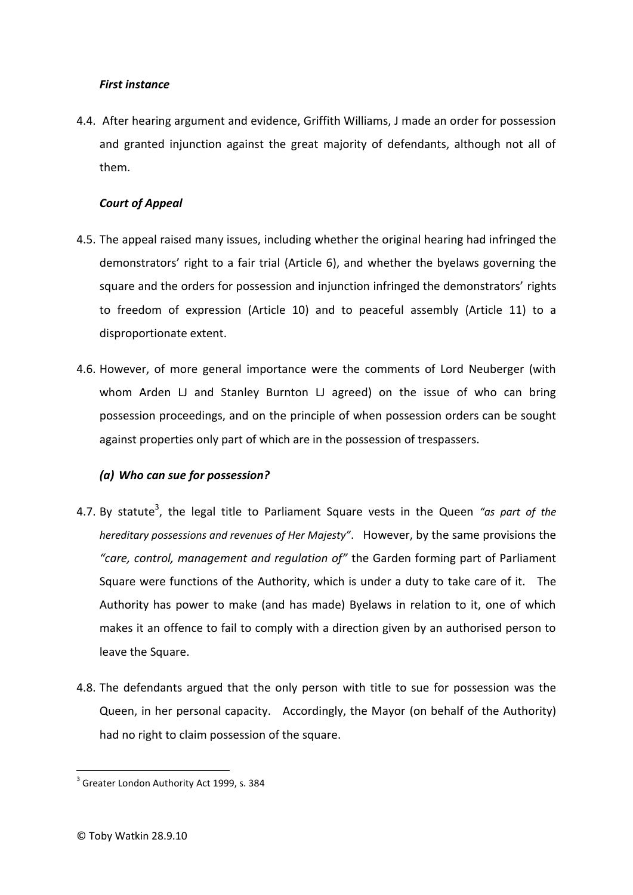***First instance***

4.4. After hearing argument and evidence, Griffith Williams, J made an order for possession and granted injunction against the great majority of defendants, although not all of them.

***Court of Appeal***

4.5. The appeal raised many issues, including whether the original hearing had infringed the demonstrators' right to a fair trial (Article 6), and whether the byelaws governing the square and the orders for possession and injunction infringed the demonstrators' rights to freedom of expression (Article 10) and to peaceful assembly (Article 11) to a disproportionate extent.

4.6. However, of more general importance were the comments of Lord Neuberger (with whom Arden LJ and Stanley Burnton LJ agreed) on the issue of who can bring possession proceedings, and on the principle of when possession orders can be sought against properties only part of which are in the possession of trespassers.

***(a) Who can sue for possession?***

4.7. By statute[3], the legal title to Parliament Square vests in the Queen *"as part of the hereditary possessions and revenues of Her Majesty"*. However, by the same provisions the *"care, control, management and regulation of"* the Garden forming part of Parliament Square were functions of the Authority, which is under a duty to take care of it. The Authority has power to make (and has made) Byelaws in relation to it, one of which makes it an offence to fail to comply with a direction given by an authorised person to leave the Square.

4.8. The defendants argued that the only person with title to sue for possession was the Queen, in her personal capacity. Accordingly, the Mayor (on behalf of the Authority) had no right to claim possession of the square.

[3] Greater London Authority Act 1999, s. 384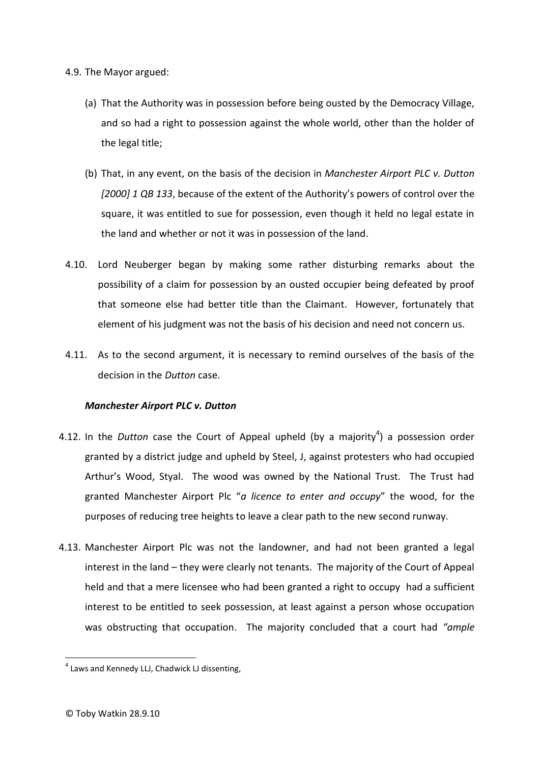4.9. The Mayor argued:

(a) That the Authority was in possession before being ousted by the Democracy Village, and so had a right to possession against the whole world, other than the holder of the legal title;

(b) That, in any event, on the basis of the decision in *Manchester Airport PLC v. Dutton [2000] 1 QB 133*, because of the extent of the Authority's powers of control over the square, it was entitled to sue for possession, even though it held no legal estate in the land and whether or not it was in possession of the land.

4.10. Lord Neuberger began by making some rather disturbing remarks about the possibility of a claim for possession by an ousted occupier being defeated by proof that someone else had better title than the Claimant. However, fortunately that element of his judgment was not the basis of his decision and need not concern us.

4.11. As to the second argument, it is necessary to remind ourselves of the basis of the decision in the *Dutton* case.

***Manchester Airport PLC v. Dutton***

4.12. In the *Dutton* case the Court of Appeal upheld (by a majority[4]) a possession order granted by a district judge and upheld by Steel, J, against protesters who had occupied Arthur's Wood, Styal. The wood was owned by the National Trust. The Trust had granted Manchester Airport Plc "*a licence to enter and occupy*" the wood, for the purposes of reducing tree heights to leave a clear path to the new second runway.

4.13. Manchester Airport Plc was not the landowner, and had not been granted a legal interest in the land – they were clearly not tenants. The majority of the Court of Appeal held and that a mere licensee who had been granted a right to occupy had a sufficient interest to be entitled to seek possession, at least against a person whose occupation was obstructing that occupation. The majority concluded that a court had *"ample*

[4] Laws and Kennedy LLJ, Chadwick LJ dissenting,

© Toby Watkin 28.9.10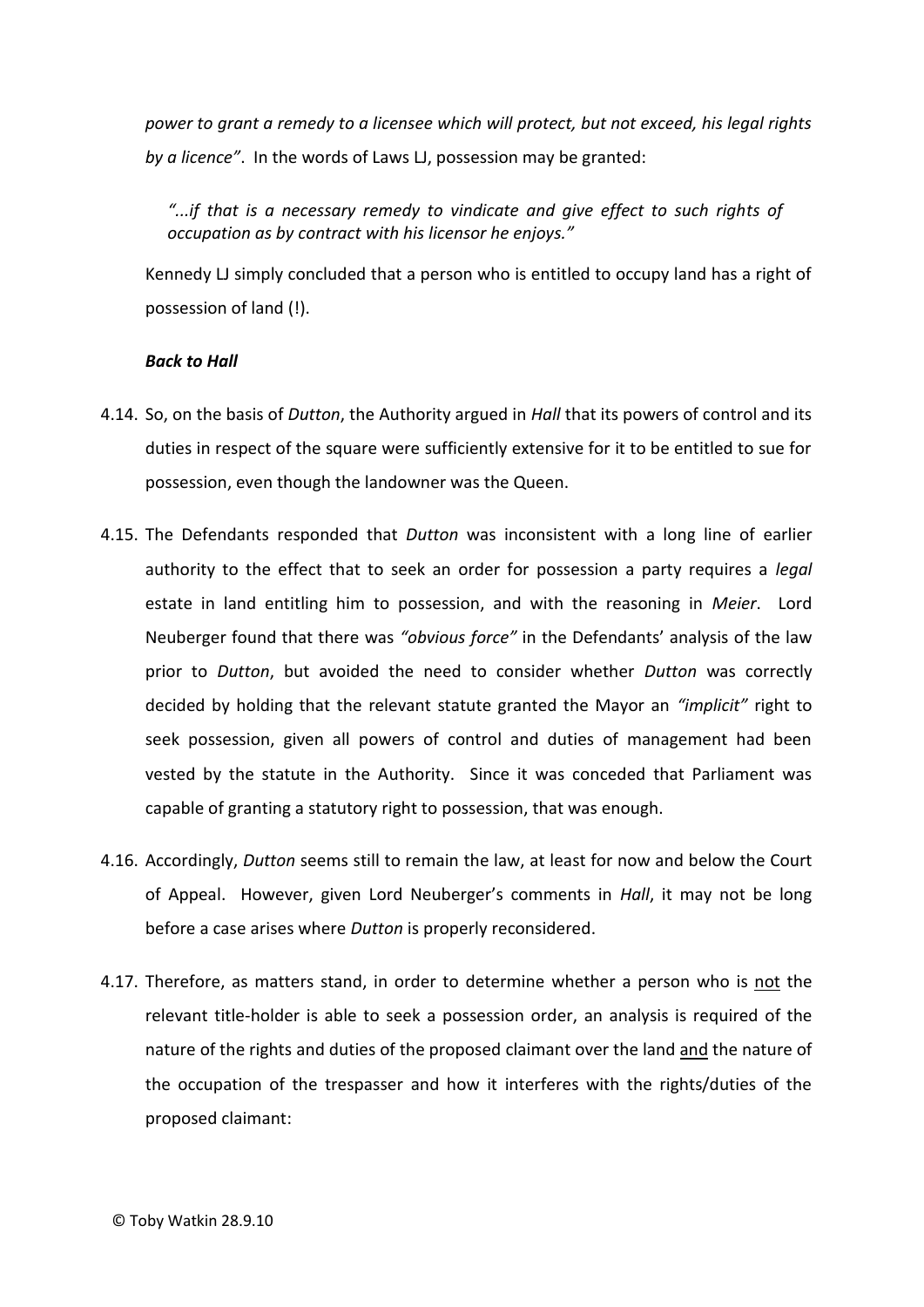*power to grant a remedy to a licensee which will protect, but not exceed, his legal rights by a licence"*. In the words of Laws LJ, possession may be granted:

> *"...if that is a necessary remedy to vindicate and give effect to such rights of occupation as by contract with his licensor he enjoys."*

Kennedy LJ simply concluded that a person who is entitled to occupy land has a right of possession of land (!).

***Back to Hall***

4.14. So, on the basis of *Dutton*, the Authority argued in *Hall* that its powers of control and its duties in respect of the square were sufficiently extensive for it to be entitled to sue for possession, even though the landowner was the Queen.

4.15. The Defendants responded that *Dutton* was inconsistent with a long line of earlier authority to the effect that to seek an order for possession a party requires a *legal* estate in land entitling him to possession, and with the reasoning in *Meier*. Lord Neuberger found that there was *"obvious force"* in the Defendants' analysis of the law prior to *Dutton*, but avoided the need to consider whether *Dutton* was correctly decided by holding that the relevant statute granted the Mayor an *"implicit"* right to seek possession, given all powers of control and duties of management had been vested by the statute in the Authority. Since it was conceded that Parliament was capable of granting a statutory right to possession, that was enough.

4.16. Accordingly, *Dutton* seems still to remain the law, at least for now and below the Court of Appeal. However, given Lord Neuberger's comments in *Hall*, it may not be long before a case arises where *Dutton* is properly reconsidered.

4.17. Therefore, as matters stand, in order to determine whether a person who is <u>not</u> the relevant title-holder is able to seek a possession order, an analysis is required of the nature of the rights and duties of the proposed claimant over the land <u>and</u> the nature of the occupation of the trespasser and how it interferes with the rights/duties of the proposed claimant:

© Toby Watkin 28.9.10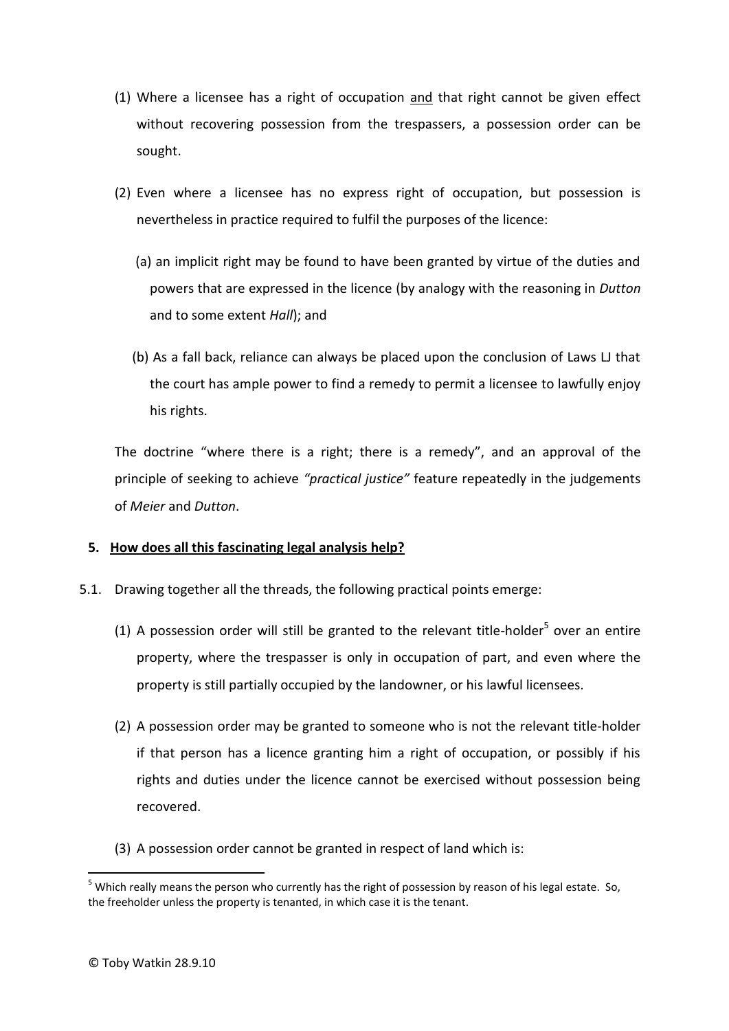(1) Where a licensee has a right of occupation <u>and</u> that right cannot be given effect without recovering possession from the trespassers, a possession order can be sought.

(2) Even where a licensee has no express right of occupation, but possession is nevertheless in practice required to fulfil the purposes of the licence:

   (a) an implicit right may be found to have been granted by virtue of the duties and powers that are expressed in the licence (by analogy with the reasoning in *Dutton* and to some extent *Hall*); and

   (b) As a fall back, reliance can always be placed upon the conclusion of Laws LJ that the court has ample power to find a remedy to permit a licensee to lawfully enjoy his rights.

The doctrine "where there is a right; there is a remedy", and an approval of the principle of seeking to achieve *"practical justice"* feature repeatedly in the judgements of *Meier* and *Dutton*.

## 5. How does all this fascinating legal analysis help?

5.1. Drawing together all the threads, the following practical points emerge:

(1) A possession order will still be granted to the relevant title-holder[5] over an entire property, where the trespasser is only in occupation of part, and even where the property is still partially occupied by the landowner, or his lawful licensees.

(2) A possession order may be granted to someone who is not the relevant title-holder if that person has a licence granting him a right of occupation, or possibly if his rights and duties under the licence cannot be exercised without possession being recovered.

(3) A possession order cannot be granted in respect of land which is:

---

[5] Which really means the person who currently has the right of possession by reason of his legal estate. So, the freeholder unless the property is tenanted, in which case it is the tenant.

© Toby Watkin 28.9.10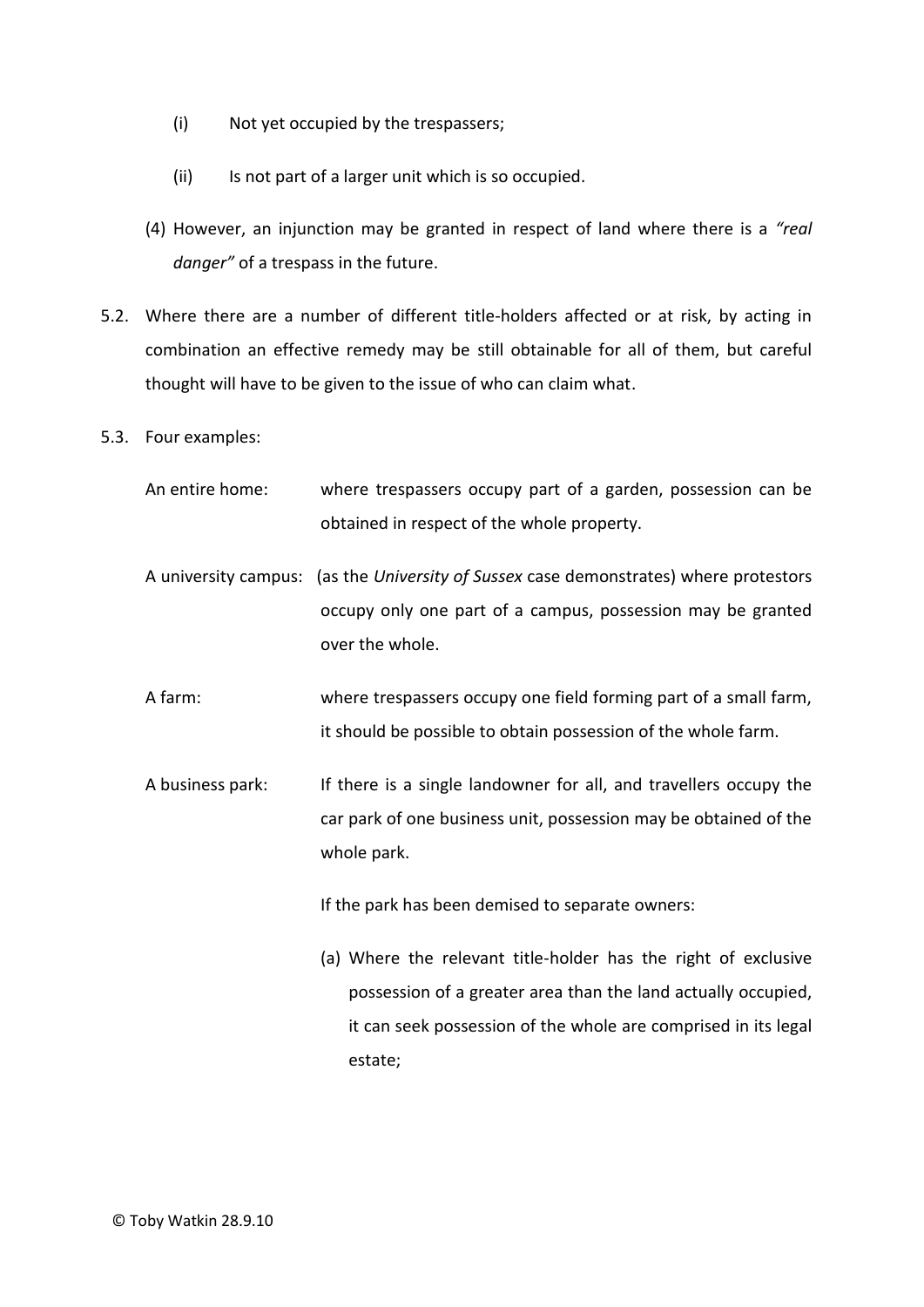(i) Not yet occupied by the trespassers;

(ii) Is not part of a larger unit which is so occupied.

(4) However, an injunction may be granted in respect of land where there is a *"real danger"* of a trespass in the future.

5.2. Where there are a number of different title-holders affected or at risk, by acting in combination an effective remedy may be still obtainable for all of them, but careful thought will have to be given to the issue of who can claim what.

5.3. Four examples:

An entire home: where trespassers occupy part of a garden, possession can be obtained in respect of the whole property.

A university campus: (as the *University of Sussex* case demonstrates) where protestors occupy only one part of a campus, possession may be granted over the whole.

A farm: where trespassers occupy one field forming part of a small farm, it should be possible to obtain possession of the whole farm.

A business park: If there is a single landowner for all, and travellers occupy the car park of one business unit, possession may be obtained of the whole park.

If the park has been demised to separate owners:

(a) Where the relevant title-holder has the right of exclusive possession of a greater area than the land actually occupied, it can seek possession of the whole are comprised in its legal estate;

© Toby Watkin 28.9.10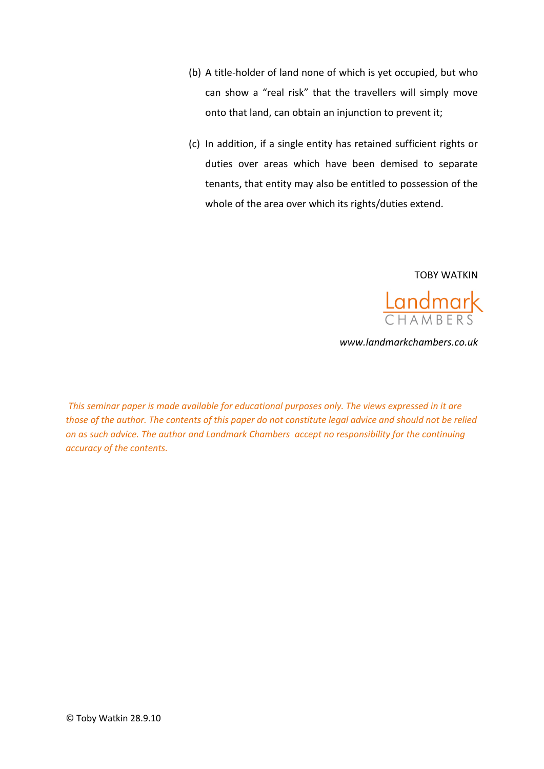(b) A title-holder of land none of which is yet occupied, but who can show a "real risk" that the travellers will simply move onto that land, can obtain an injunction to prevent it;

(c) In addition, if a single entity has retained sufficient rights or duties over areas which have been demised to separate tenants, that entity may also be entitled to possession of the whole of the area over which its rights/duties extend.

TOBY WATKIN

Landmark CHAMBERS

*www.landmarkchambers.co.uk*

*This seminar paper is made available for educational purposes only. The views expressed in it are those of the author. The contents of this paper do not constitute legal advice and should not be relied on as such advice. The author and Landmark Chambers accept no responsibility for the continuing accuracy of the contents.*

© Toby Watkin 28.9.10